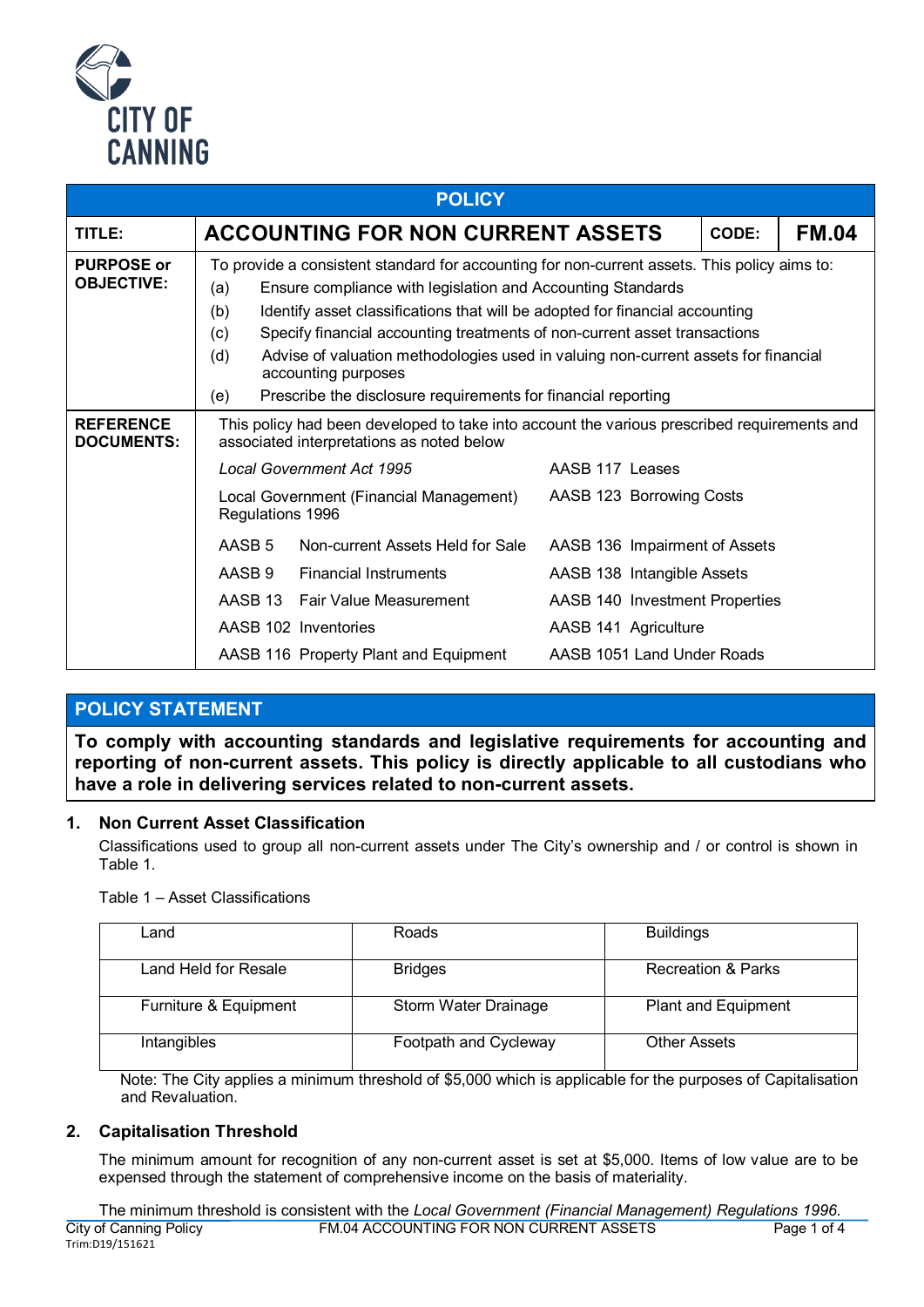CITY OF CANNING

| POLICY | | | |
|---|---|---|---|
| **TITLE:** | **ACCOUNTING FOR NON CURRENT ASSETS** | **CODE:** | **FM.04** |

**PURPOSE or OBJECTIVE:**

To provide a consistent standard for accounting for non-current assets. This policy aims to:

(a) Ensure compliance with legislation and Accounting Standards

(b) Identify asset classifications that will be adopted for financial accounting

(c) Specify financial accounting treatments of non-current asset transactions

(d) Advise of valuation methodologies used in valuing non-current assets for financial accounting purposes

(e) Prescribe the disclosure requirements for financial reporting

**REFERENCE DOCUMENTS:**

This policy had been developed to take into account the various prescribed requirements and associated interpretations as noted below

| | |
|---|---|
| *Local Government Act 1995* | AASB 117 Leases |
| Local Government (Financial Management) Regulations 1996 | AASB 123 Borrowing Costs |
| AASB 5 Non-current Assets Held for Sale | AASB 136 Impairment of Assets |
| AASB 9 Financial Instruments | AASB 138 Intangible Assets |
| AASB 13 Fair Value Measurement | AASB 140 Investment Properties |
| AASB 102 Inventories | AASB 141 Agriculture |
| AASB 116 Property Plant and Equipment | AASB 1051 Land Under Roads |

## POLICY STATEMENT

**To comply with accounting standards and legislative requirements for accounting and reporting of non-current assets. This policy is directly applicable to all custodians who have a role in delivering services related to non-current assets.**

### 1. Non Current Asset Classification

Classifications used to group all non-current assets under The City's ownership and / or control is shown in Table 1.

Table 1 – Asset Classifications

| | | |
|---|---|---|
| Land | Roads | Buildings |
| Land Held for Resale | Bridges | Recreation & Parks |
| Furniture & Equipment | Storm Water Drainage | Plant and Equipment |
| Intangibles | Footpath and Cycleway | Other Assets |

Note: The City applies a minimum threshold of $5,000 which is applicable for the purposes of Capitalisation and Revaluation.

### 2. Capitalisation Threshold

The minimum amount for recognition of any non-current asset is set at $5,000. Items of low value are to be expensed through the statement of comprehensive income on the basis of materiality.

The minimum threshold is consistent with the *Local Government (Financial Management) Regulations 1996.*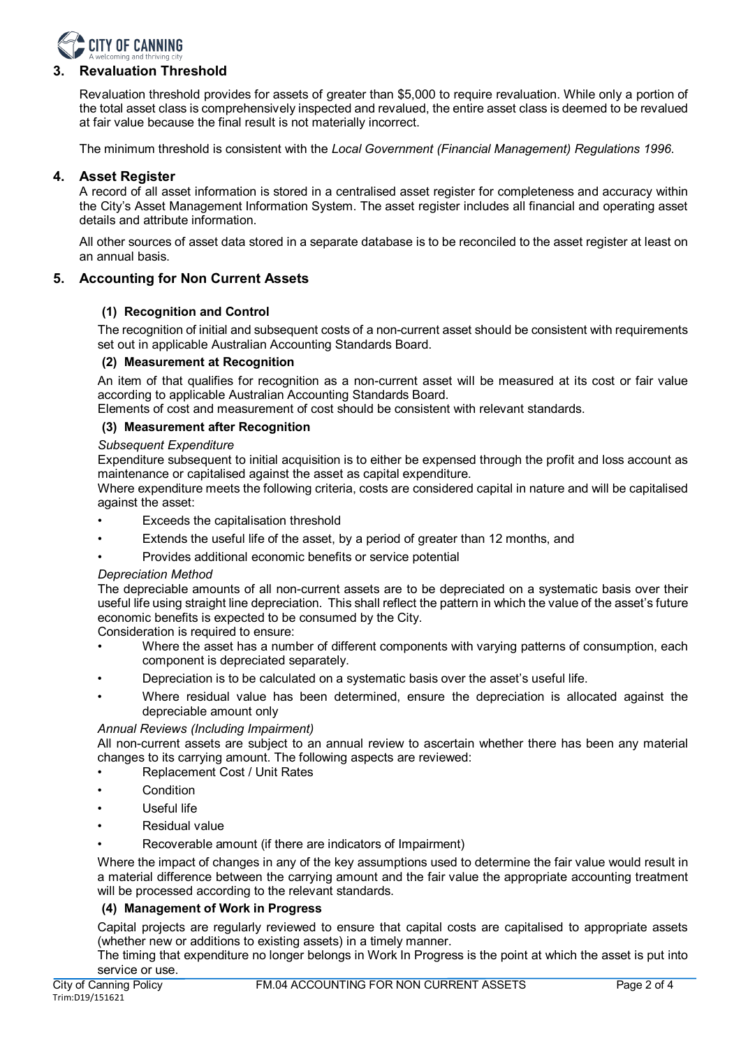## 3. Revaluation Threshold

Revaluation threshold provides for assets of greater than $5,000 to require revaluation. While only a portion of the total asset class is comprehensively inspected and revalued, the entire asset class is deemed to be revalued at fair value because the final result is not materially incorrect.

The minimum threshold is consistent with the *Local Government (Financial Management) Regulations 1996*.

## 4. Asset Register

A record of all asset information is stored in a centralised asset register for completeness and accuracy within the City's Asset Management Information System. The asset register includes all financial and operating asset details and attribute information.

All other sources of asset data stored in a separate database is to be reconciled to the asset register at least on an annual basis.

## 5. Accounting for Non Current Assets

### (1) Recognition and Control

The recognition of initial and subsequent costs of a non-current asset should be consistent with requirements set out in applicable Australian Accounting Standards Board.

### (2) Measurement at Recognition

An item of that qualifies for recognition as a non-current asset will be measured at its cost or fair value according to applicable Australian Accounting Standards Board.

Elements of cost and measurement of cost should be consistent with relevant standards.

### (3) Measurement after Recognition

*Subsequent Expenditure*

Expenditure subsequent to initial acquisition is to either be expensed through the profit and loss account as maintenance or capitalised against the asset as capital expenditure.

Where expenditure meets the following criteria, costs are considered capital in nature and will be capitalised against the asset:

- Exceeds the capitalisation threshold
- Extends the useful life of the asset, by a period of greater than 12 months, and
- Provides additional economic benefits or service potential

*Depreciation Method*

The depreciable amounts of all non-current assets are to be depreciated on a systematic basis over their useful life using straight line depreciation. This shall reflect the pattern in which the value of the asset's future economic benefits is expected to be consumed by the City.

Consideration is required to ensure:

- Where the asset has a number of different components with varying patterns of consumption, each component is depreciated separately.
- Depreciation is to be calculated on a systematic basis over the asset's useful life.
- Where residual value has been determined, ensure the depreciation is allocated against the depreciable amount only

*Annual Reviews (Including Impairment)*

All non-current assets are subject to an annual review to ascertain whether there has been any material changes to its carrying amount. The following aspects are reviewed:

- Replacement Cost / Unit Rates
- Condition
- Useful life
- Residual value
- Recoverable amount (if there are indicators of Impairment)

Where the impact of changes in any of the key assumptions used to determine the fair value would result in a material difference between the carrying amount and the fair value the appropriate accounting treatment will be processed according to the relevant standards.

### (4) Management of Work in Progress

Capital projects are regularly reviewed to ensure that capital costs are capitalised to appropriate assets (whether new or additions to existing assets) in a timely manner.

The timing that expenditure no longer belongs in Work In Progress is the point at which the asset is put into service or use.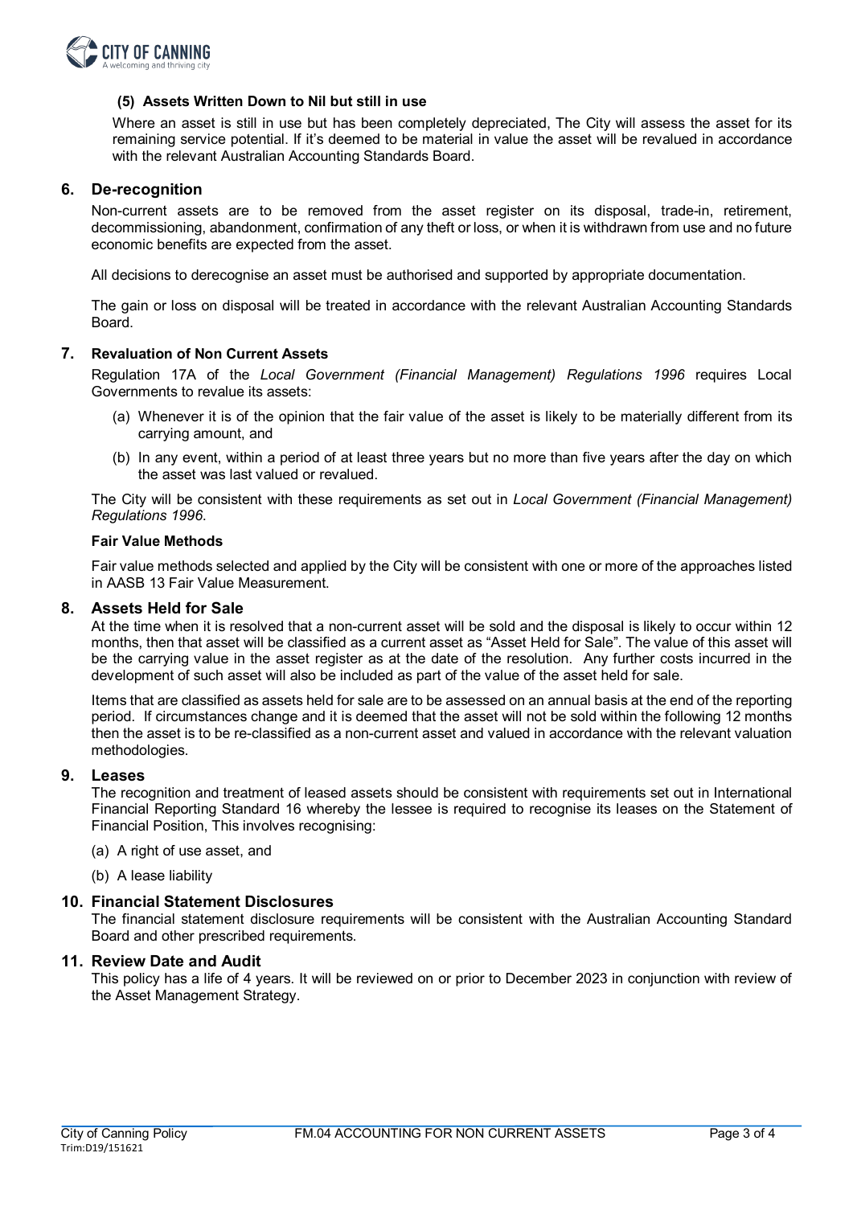**(5) Assets Written Down to Nil but still in use**

Where an asset is still in use but has been completely depreciated, The City will assess the asset for its remaining service potential. If it's deemed to be material in value the asset will be revalued in accordance with the relevant Australian Accounting Standards Board.

## 6. De-recognition

Non-current assets are to be removed from the asset register on its disposal, trade-in, retirement, decommissioning, abandonment, confirmation of any theft or loss, or when it is withdrawn from use and no future economic benefits are expected from the asset.

All decisions to derecognise an asset must be authorised and supported by appropriate documentation.

The gain or loss on disposal will be treated in accordance with the relevant Australian Accounting Standards Board.

## 7. Revaluation of Non Current Assets

Regulation 17A of the *Local Government (Financial Management) Regulations 1996* requires Local Governments to revalue its assets:

(a) Whenever it is of the opinion that the fair value of the asset is likely to be materially different from its carrying amount, and

(b) In any event, within a period of at least three years but no more than five years after the day on which the asset was last valued or revalued.

The City will be consistent with these requirements as set out in *Local Government (Financial Management) Regulations 1996*.

**Fair Value Methods**

Fair value methods selected and applied by the City will be consistent with one or more of the approaches listed in AASB 13 Fair Value Measurement.

## 8. Assets Held for Sale

At the time when it is resolved that a non-current asset will be sold and the disposal is likely to occur within 12 months, then that asset will be classified as a current asset as "Asset Held for Sale". The value of this asset will be the carrying value in the asset register as at the date of the resolution. Any further costs incurred in the development of such asset will also be included as part of the value of the asset held for sale.

Items that are classified as assets held for sale are to be assessed on an annual basis at the end of the reporting period. If circumstances change and it is deemed that the asset will not be sold within the following 12 months then the asset is to be re-classified as a non-current asset and valued in accordance with the relevant valuation methodologies.

## 9. Leases

The recognition and treatment of leased assets should be consistent with requirements set out in International Financial Reporting Standard 16 whereby the lessee is required to recognise its leases on the Statement of Financial Position, This involves recognising:

(a) A right of use asset, and

(b) A lease liability

## 10. Financial Statement Disclosures

The financial statement disclosure requirements will be consistent with the Australian Accounting Standard Board and other prescribed requirements.

## 11. Review Date and Audit

This policy has a life of 4 years. It will be reviewed on or prior to December 2023 in conjunction with review of the Asset Management Strategy.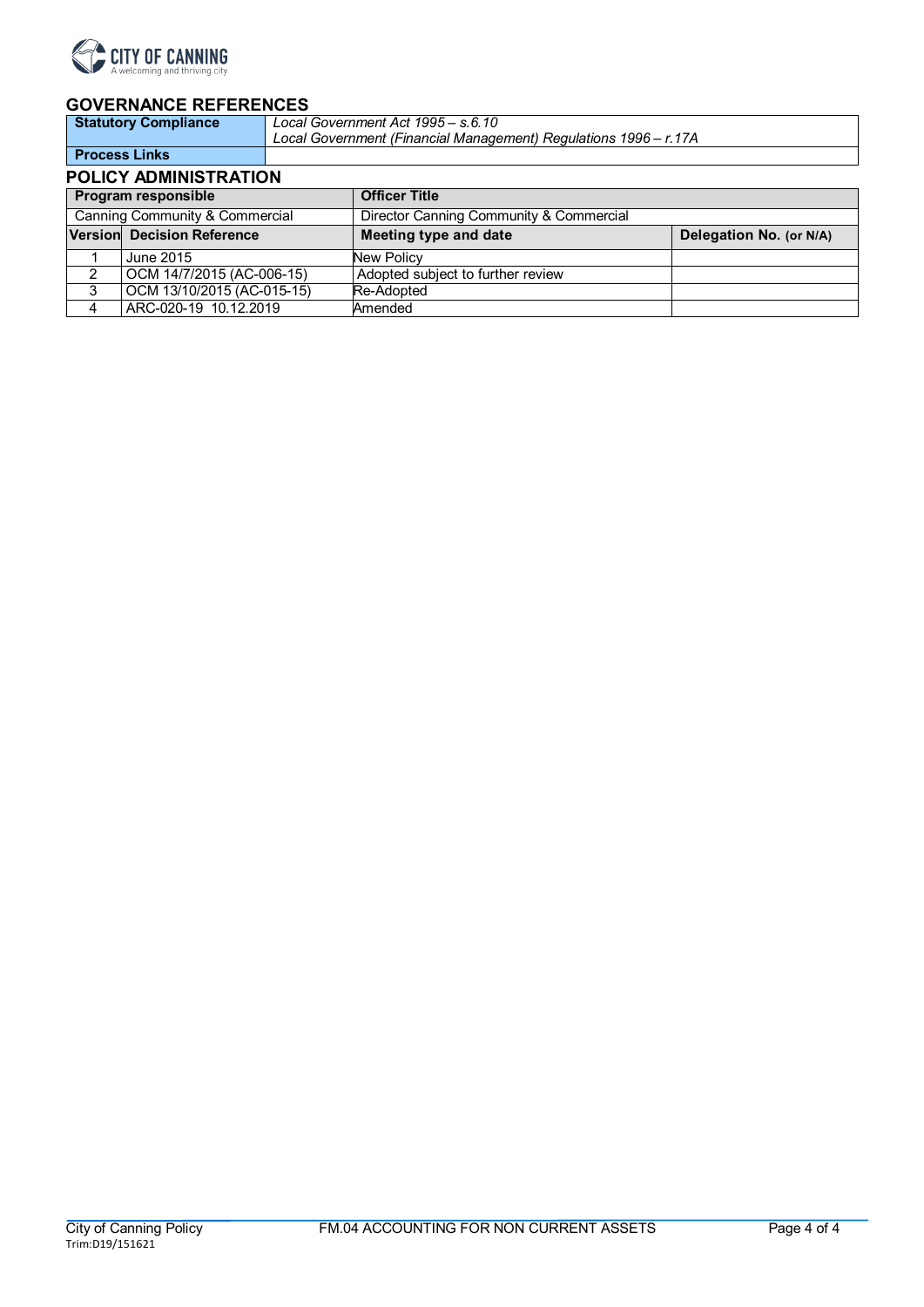## GOVERNANCE REFERENCES

| | |
|---|---|
| **Statutory Compliance** | *Local Government Act 1995 – s.6.10*<br>*Local Government (Financial Management) Regulations 1996 – r.17A* |
| **Process Links** | |

## POLICY ADMINISTRATION

| Program responsible | | Officer Title | |
|---|---|---|---|
| Canning Community & Commercial | | Director Canning Community & Commercial | |
| **Version** | **Decision Reference** | **Meeting type and date** | **Delegation No. (or N/A)** |
| 1 | June 2015 | New Policy | |
| 2 | OCM 14/7/2015 (AC-006-15) | Adopted subject to further review | |
| 3 | OCM 13/10/2015 (AC-015-15) | Re-Adopted | |
| 4 | ARC-020-19 10.12.2019 | Amended | |

Trim:D19/151621